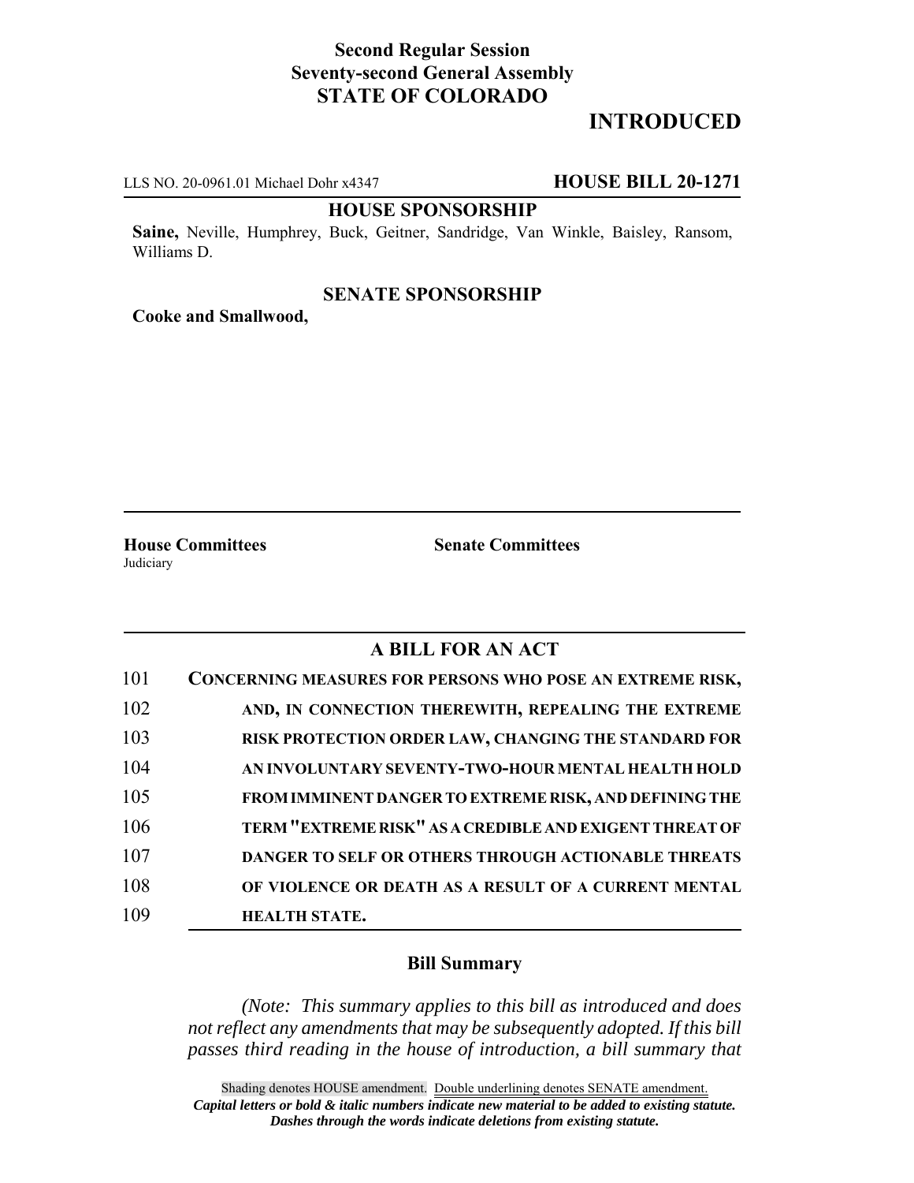**Second Regular Session**
**Seventy-second General Assembly**
**STATE OF COLORADO**

# INTRODUCED

LLS NO. 20-0961.01 Michael Dohr x4347 **HOUSE BILL 20-1271**

**HOUSE SPONSORSHIP**

**Saine,** Neville, Humphrey, Buck, Geitner, Sandridge, Van Winkle, Baisley, Ransom, Williams D.

**SENATE SPONSORSHIP**

**Cooke and Smallwood,**

**House Committees**
Judiciary

**Senate Committees**

## A BILL FOR AN ACT

101 **CONCERNING MEASURES FOR PERSONS WHO POSE AN EXTREME RISK,**
102 **AND, IN CONNECTION THEREWITH, REPEALING THE EXTREME**
103 **RISK PROTECTION ORDER LAW, CHANGING THE STANDARD FOR**
104 **AN INVOLUNTARY SEVENTY-TWO-HOUR MENTAL HEALTH HOLD**
105 **FROM IMMINENT DANGER TO EXTREME RISK, AND DEFINING THE**
106 **TERM "EXTREME RISK" AS A CREDIBLE AND EXIGENT THREAT OF**
107 **DANGER TO SELF OR OTHERS THROUGH ACTIONABLE THREATS**
108 **OF VIOLENCE OR DEATH AS A RESULT OF A CURRENT MENTAL**
109 **HEALTH STATE.**

### Bill Summary

*(Note: This summary applies to this bill as introduced and does not reflect any amendments that may be subsequently adopted. If this bill passes third reading in the house of introduction, a bill summary that*

Shading denotes HOUSE amendment. Double underlining denotes SENATE amendment.
***Capital letters or bold & italic numbers indicate new material to be added to existing statute.***
***Dashes through the words indicate deletions from existing statute.***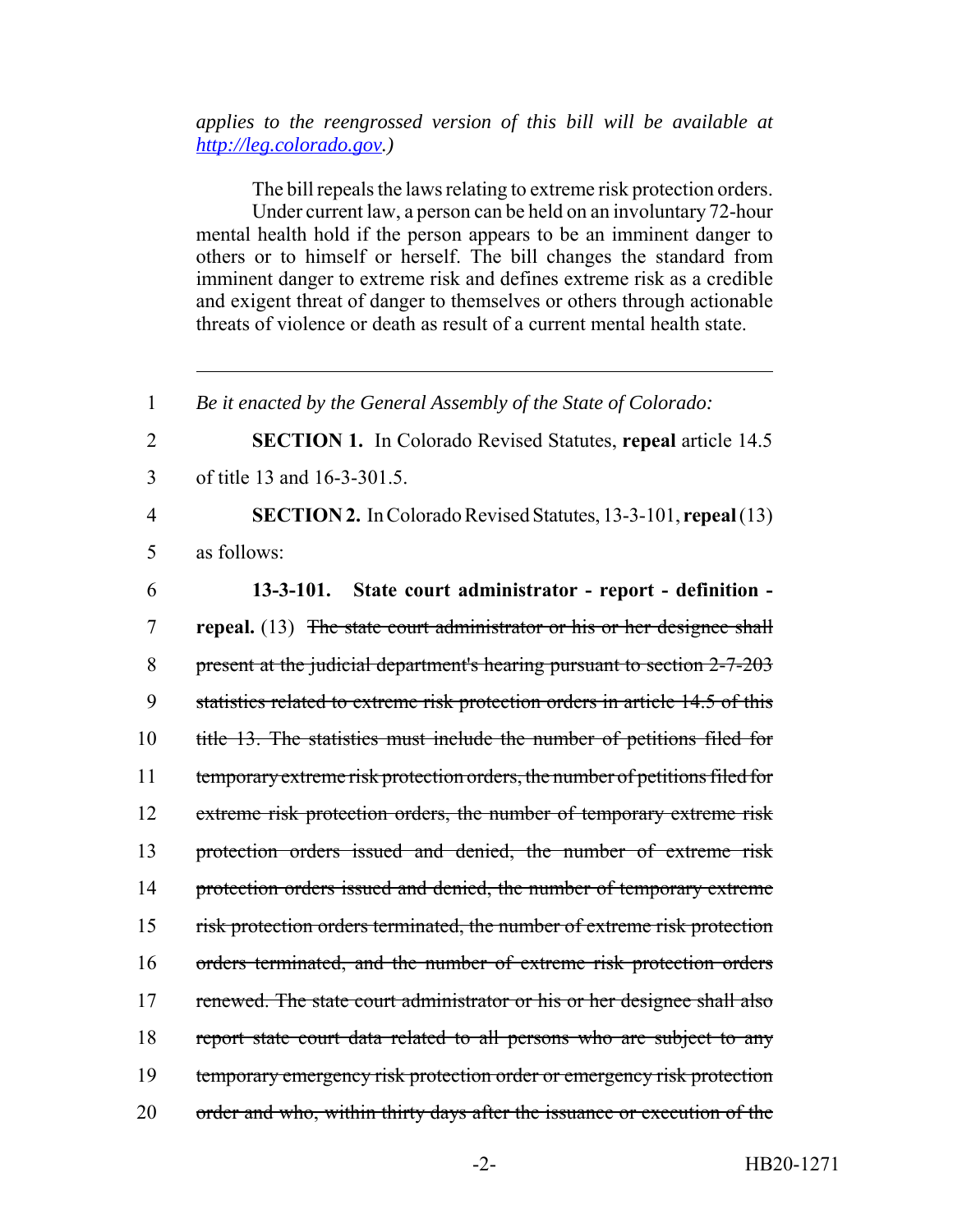*applies to the reengrossed version of this bill will be available at [http://leg.colorado.gov](http://leg.colorado.gov).)*

The bill repeals the laws relating to extreme risk protection orders.

Under current law, a person can be held on an involuntary 72-hour mental health hold if the person appears to be an imminent danger to others or to himself or herself. The bill changes the standard from imminent danger to extreme risk and defines extreme risk as a credible and exigent threat of danger to themselves or others through actionable threats of violence or death as result of a current mental health state.

---

1 *Be it enacted by the General Assembly of the State of Colorado:*

2 **SECTION 1.** In Colorado Revised Statutes, **repeal** article 14.5
3 of title 13 and 16-3-301.5.

4 **SECTION 2.** In Colorado Revised Statutes, 13-3-101, **repeal** (13)
5 as follows:

6 **13-3-101. State court administrator - report - definition -**
7 **repeal.** (13) ~~The state court administrator or his or her designee shall~~
8 ~~present at the judicial department's hearing pursuant to section 2-7-203~~
9 ~~statistics related to extreme risk protection orders in article 14.5 of this~~
10 ~~title 13. The statistics must include the number of petitions filed for~~
11 ~~temporary extreme risk protection orders, the number of petitions filed for~~
12 ~~extreme risk protection orders, the number of temporary extreme risk~~
13 ~~protection orders issued and denied, the number of extreme risk~~
14 ~~protection orders issued and denied, the number of temporary extreme~~
15 ~~risk protection orders terminated, the number of extreme risk protection~~
16 ~~orders terminated, and the number of extreme risk protection orders~~
17 ~~renewed. The state court administrator or his or her designee shall also~~
18 ~~report state court data related to all persons who are subject to any~~
19 ~~temporary emergency risk protection order or emergency risk protection~~
20 ~~order and who, within thirty days after the issuance or execution of the~~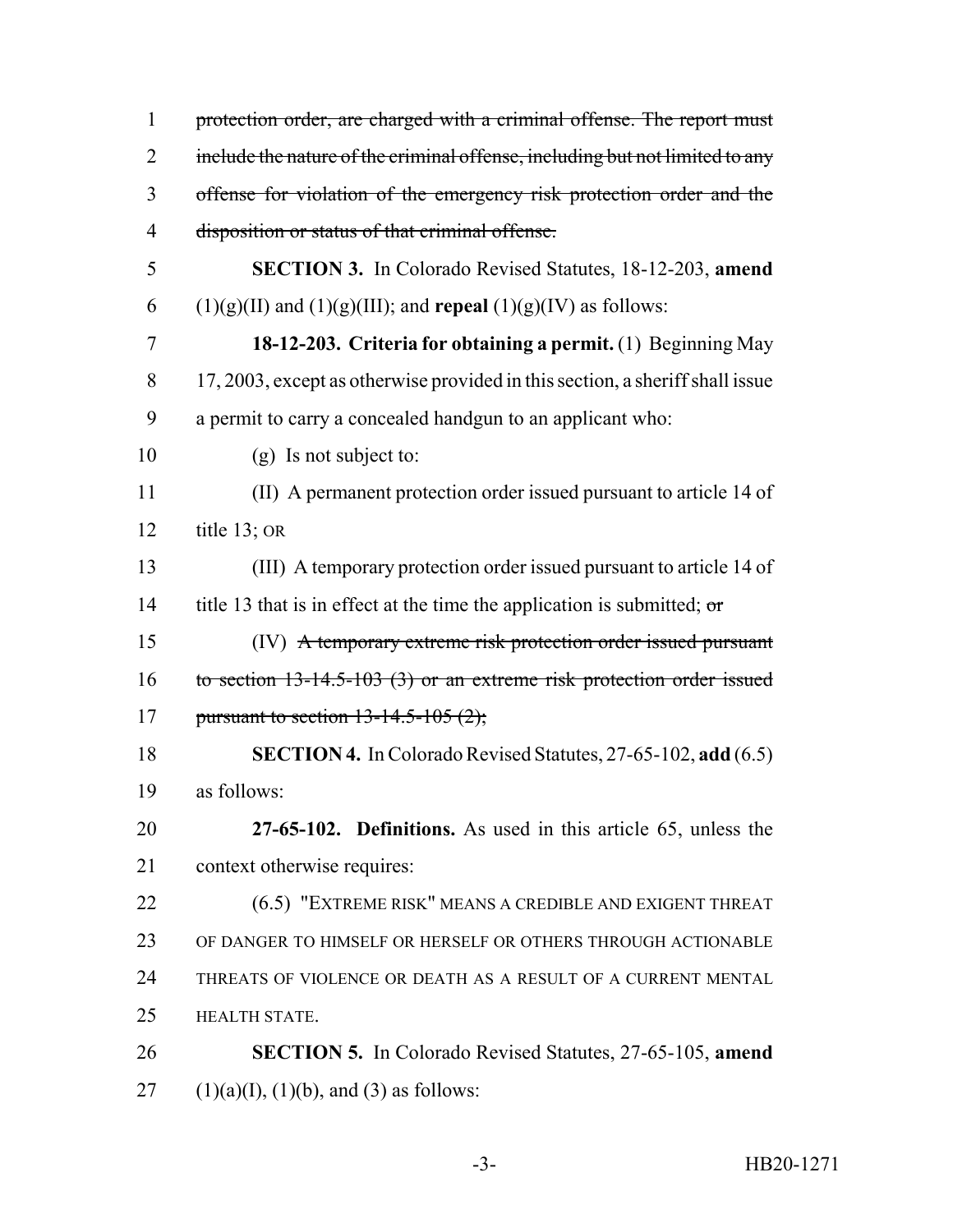~~protection order, are charged with a criminal offense. The report must include the nature of the criminal offense, including but not limited to any offense for violation of the emergency risk protection order and the disposition or status of that criminal offense.~~

**SECTION 3.** In Colorado Revised Statutes, 18-12-203, **amend** (1)(g)(II) and (1)(g)(III); and **repeal** (1)(g)(IV) as follows:

**18-12-203. Criteria for obtaining a permit.** (1) Beginning May 17, 2003, except as otherwise provided in this section, a sheriff shall issue a permit to carry a concealed handgun to an applicant who:

(g) Is not subject to:

(II) A permanent protection order issued pursuant to article 14 of title 13; OR

(III) A temporary protection order issued pursuant to article 14 of title 13 that is in effect at the time the application is submitted; ~~or~~

(IV) ~~A temporary extreme risk protection order issued pursuant to section 13-14.5-103 (3) or an extreme risk protection order issued pursuant to section 13-14.5-105 (2);~~

**SECTION 4.** In Colorado Revised Statutes, 27-65-102, **add** (6.5) as follows:

**27-65-102. Definitions.** As used in this article 65, unless the context otherwise requires:

(6.5) "EXTREME RISK" MEANS A CREDIBLE AND EXIGENT THREAT OF DANGER TO HIMSELF OR HERSELF OR OTHERS THROUGH ACTIONABLE THREATS OF VIOLENCE OR DEATH AS A RESULT OF A CURRENT MENTAL HEALTH STATE.

**SECTION 5.** In Colorado Revised Statutes, 27-65-105, **amend** (1)(a)(I), (1)(b), and (3) as follows: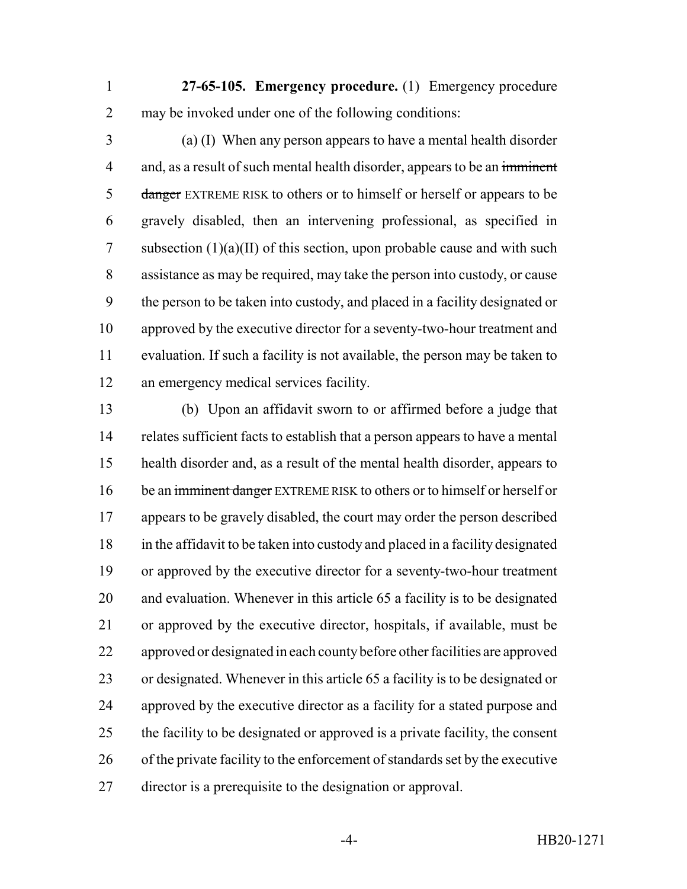**27-65-105. Emergency procedure.** (1) Emergency procedure may be invoked under one of the following conditions:

(a) (I) When any person appears to have a mental health disorder and, as a result of such mental health disorder, appears to be an ~~imminent danger~~ EXTREME RISK to others or to himself or herself or appears to be gravely disabled, then an intervening professional, as specified in subsection (1)(a)(II) of this section, upon probable cause and with such assistance as may be required, may take the person into custody, or cause the person to be taken into custody, and placed in a facility designated or approved by the executive director for a seventy-two-hour treatment and evaluation. If such a facility is not available, the person may be taken to an emergency medical services facility.

(b) Upon an affidavit sworn to or affirmed before a judge that relates sufficient facts to establish that a person appears to have a mental health disorder and, as a result of the mental health disorder, appears to be an ~~imminent danger~~ EXTREME RISK to others or to himself or herself or appears to be gravely disabled, the court may order the person described in the affidavit to be taken into custody and placed in a facility designated or approved by the executive director for a seventy-two-hour treatment and evaluation. Whenever in this article 65 a facility is to be designated or approved by the executive director, hospitals, if available, must be approved or designated in each county before other facilities are approved or designated. Whenever in this article 65 a facility is to be designated or approved by the executive director as a facility for a stated purpose and the facility to be designated or approved is a private facility, the consent of the private facility to the enforcement of standards set by the executive director is a prerequisite to the designation or approval.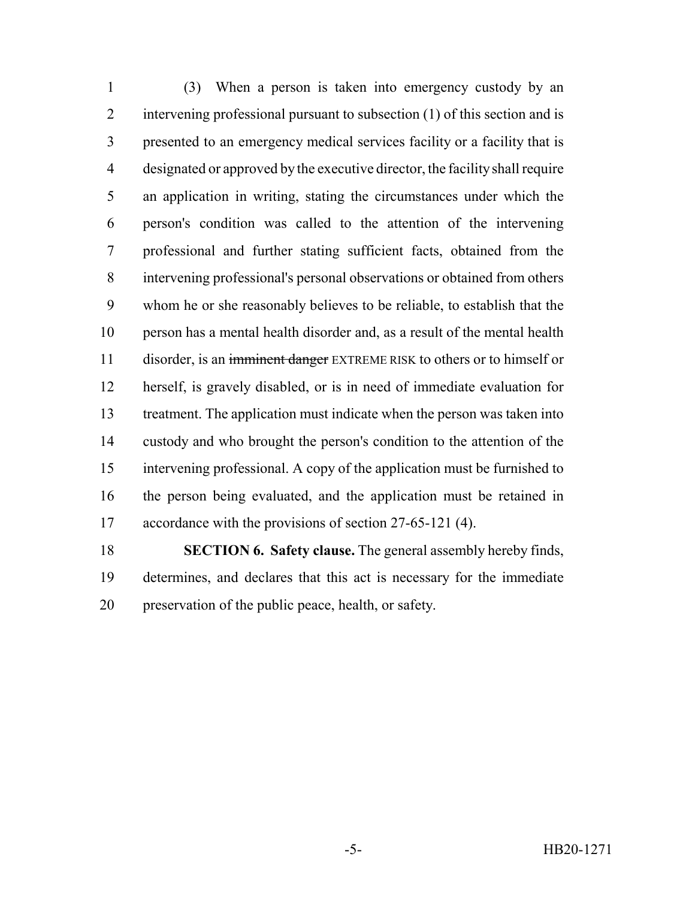(3) When a person is taken into emergency custody by an intervening professional pursuant to subsection (1) of this section and is presented to an emergency medical services facility or a facility that is designated or approved by the executive director, the facility shall require an application in writing, stating the circumstances under which the person's condition was called to the attention of the intervening professional and further stating sufficient facts, obtained from the intervening professional's personal observations or obtained from others whom he or she reasonably believes to be reliable, to establish that the person has a mental health disorder and, as a result of the mental health disorder, is an ~~imminent danger~~ EXTREME RISK to others or to himself or herself, is gravely disabled, or is in need of immediate evaluation for treatment. The application must indicate when the person was taken into custody and who brought the person's condition to the attention of the intervening professional. A copy of the application must be furnished to the person being evaluated, and the application must be retained in accordance with the provisions of section 27-65-121 (4).

**SECTION 6. Safety clause.** The general assembly hereby finds, determines, and declares that this act is necessary for the immediate preservation of the public peace, health, or safety.